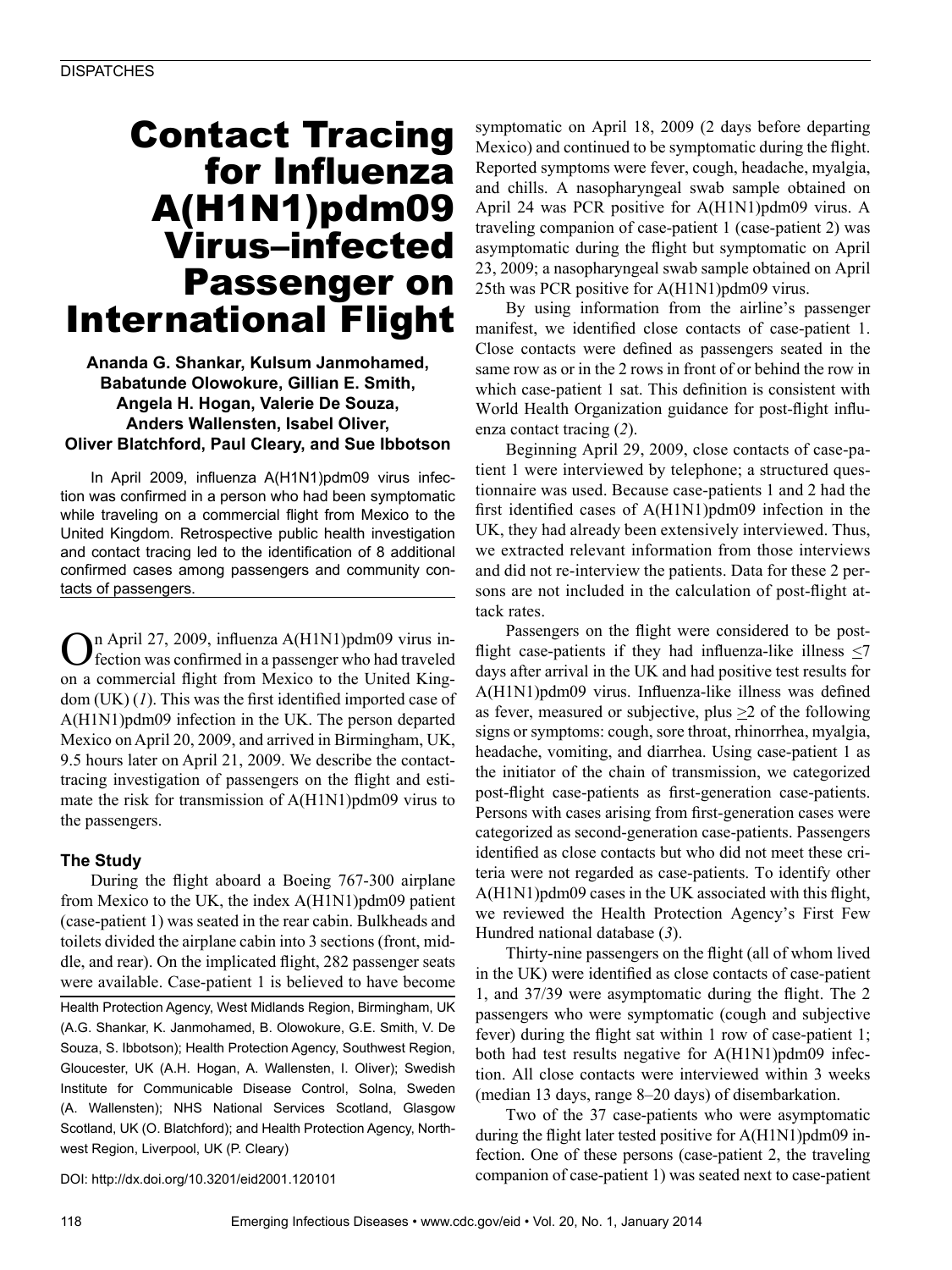DISPATCHES

# Contact Tracing for Influenza A(H1N1)pdm09 Virus–infected Passenger on International Flight

**Ananda G. Shankar, Kulsum Janmohamed, Babatunde Olowokure, Gillian E. Smith, Angela H. Hogan, Valerie De Souza, Anders Wallensten, Isabel Oliver, Oliver Blatchford, Paul Cleary, and Sue Ibbotson**

In April 2009, influenza A(H1N1)pdm09 virus infection was confirmed in a person who had been symptomatic while traveling on a commercial flight from Mexico to the United Kingdom. Retrospective public health investigation and contact tracing led to the identification of 8 additional confirmed cases among passengers and community contacts of passengers.

On April 27, 2009, influenza A(H1N1)pdm09 virus infection was confirmed in a passenger who had traveled on a commercial flight from Mexico to the United Kingdom (UK) (*1*). This was the first identified imported case of A(H1N1)pdm09 infection in the UK. The person departed Mexico on April 20, 2009, and arrived in Birmingham, UK, 9.5 hours later on April 21, 2009. We describe the contact-tracing investigation of passengers on the flight and estimate the risk for transmission of A(H1N1)pdm09 virus to the passengers.

## The Study

During the flight aboard a Boeing 767-300 airplane from Mexico to the UK, the index A(H1N1)pdm09 patient (case-patient 1) was seated in the rear cabin. Bulkheads and toilets divided the airplane cabin into 3 sections (front, middle, and rear). On the implicated flight, 282 passenger seats were available. Case-patient 1 is believed to have become symptomatic on April 18, 2009 (2 days before departing Mexico) and continued to be symptomatic during the flight. Reported symptoms were fever, cough, headache, myalgia, and chills. A nasopharyngeal swab sample obtained on April 24 was PCR positive for A(H1N1)pdm09 virus. A traveling companion of case-patient 1 (case-patient 2) was asymptomatic during the flight but symptomatic on April 23, 2009; a nasopharyngeal swab sample obtained on April 25th was PCR positive for A(H1N1)pdm09 virus.

By using information from the airline's passenger manifest, we identified close contacts of case-patient 1. Close contacts were defined as passengers seated in the same row as or in the 2 rows in front of or behind the row in which case-patient 1 sat. This definition is consistent with World Health Organization guidance for post-flight influenza contact tracing (*2*).

Beginning April 29, 2009, close contacts of case-patient 1 were interviewed by telephone; a structured questionnaire was used. Because case-patients 1 and 2 had the first identified cases of A(H1N1)pdm09 infection in the UK, they had already been extensively interviewed. Thus, we extracted relevant information from those interviews and did not re-interview the patients. Data for these 2 persons are not included in the calculation of post-flight attack rates.

Passengers on the flight were considered to be post-flight case-patients if they had influenza-like illness $\leq$7 days after arrival in the UK and had positive test results for A(H1N1)pdm09 virus. Influenza-like illness was defined as fever, measured or subjective, plus $\geq$2 of the following signs or symptoms: cough, sore throat, rhinorrhea, myalgia, headache, vomiting, and diarrhea. Using case-patient 1 as the initiator of the chain of transmission, we categorized post-flight case-patients as first-generation case-patients. Persons with cases arising from first-generation cases were categorized as second-generation case-patients. Passengers identified as close contacts but who did not meet these criteria were not regarded as case-patients. To identify other A(H1N1)pdm09 cases in the UK associated with this flight, we reviewed the Health Protection Agency's First Few Hundred national database (*3*).

Thirty-nine passengers on the flight (all of whom lived in the UK) were identified as close contacts of case-patient 1, and 37/39 were asymptomatic during the flight. The 2 passengers who were symptomatic (cough and subjective fever) during the flight sat within 1 row of case-patient 1; both had test results negative for A(H1N1)pdm09 infection. All close contacts were interviewed within 3 weeks (median 13 days, range 8–20 days) of disembarkation.

Two of the 37 case-patients who were asymptomatic during the flight later tested positive for A(H1N1)pdm09 infection. One of these persons (case-patient 2, the traveling companion of case-patient 1) was seated next to case-patient

Health Protection Agency, West Midlands Region, Birmingham, UK (A.G. Shankar, K. Janmohamed, B. Olowokure, G.E. Smith, V. De Souza, S. Ibbotson); Health Protection Agency, Southwest Region, Gloucester, UK (A.H. Hogan, A. Wallensten, I. Oliver); Swedish Institute for Communicable Disease Control, Solna, Sweden (A. Wallensten); NHS National Services Scotland, Glasgow Scotland, UK (O. Blatchford); and Health Protection Agency, Northwest Region, Liverpool, UK (P. Cleary)

DOI: http://dx.doi.org/10.3201/eid2001.120101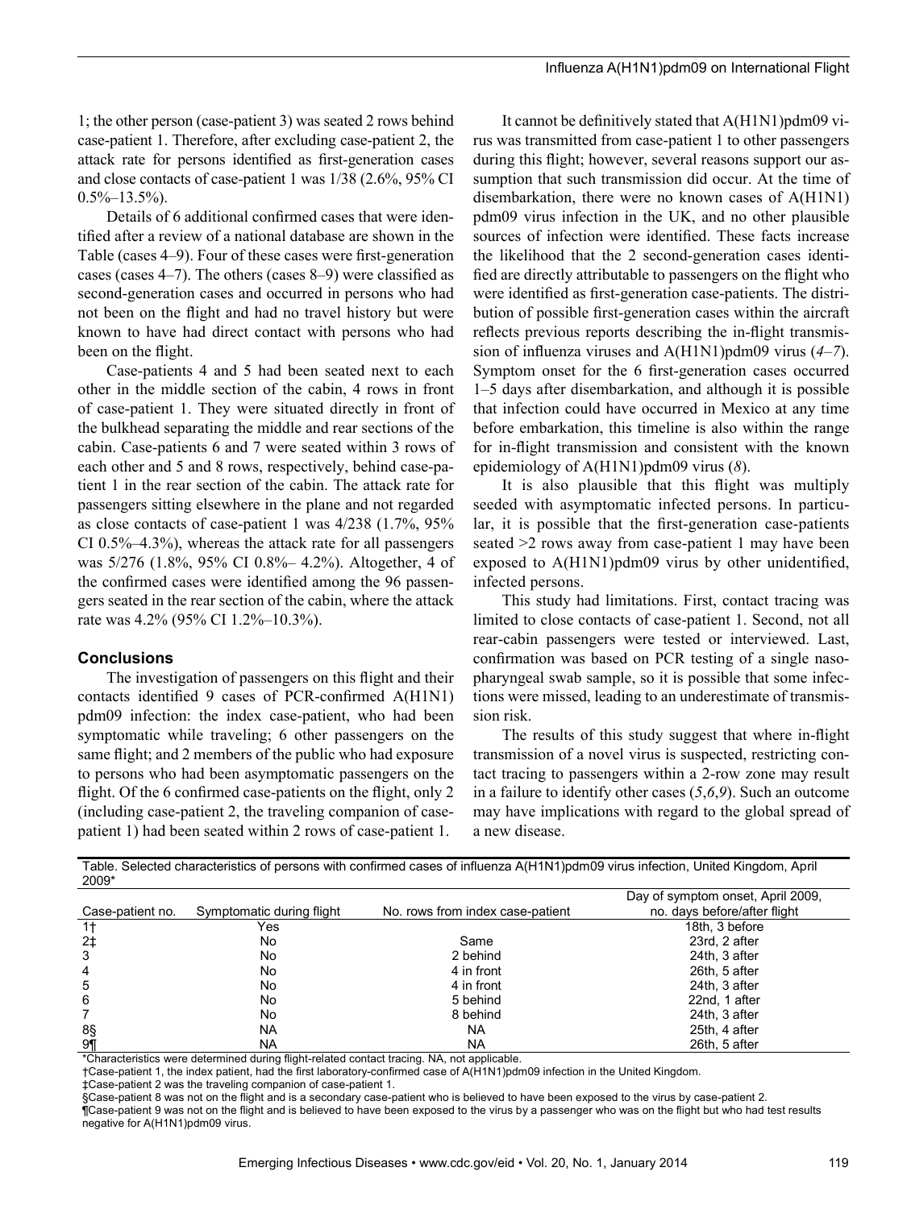1; the other person (case-patient 3) was seated 2 rows behind case-patient 1. Therefore, after excluding case-patient 2, the attack rate for persons identified as first-generation cases and close contacts of case-patient 1 was 1/38 (2.6%, 95% CI 0.5%–13.5%).

Details of 6 additional confirmed cases that were identified after a review of a national database are shown in the Table (cases 4–9). Four of these cases were first-generation cases (cases 4–7). The others (cases 8–9) were classified as second-generation cases and occurred in persons who had not been on the flight and had no travel history but were known to have had direct contact with persons who had been on the flight.

Case-patients 4 and 5 had been seated next to each other in the middle section of the cabin, 4 rows in front of case-patient 1. They were situated directly in front of the bulkhead separating the middle and rear sections of the cabin. Case-patients 6 and 7 were seated within 3 rows of each other and 5 and 8 rows, respectively, behind case-patient 1 in the rear section of the cabin. The attack rate for passengers sitting elsewhere in the plane and not regarded as close contacts of case-patient 1 was 4/238 (1.7%, 95% CI 0.5%–4.3%), whereas the attack rate for all passengers was 5/276 (1.8%, 95% CI 0.8%– 4.2%). Altogether, 4 of the confirmed cases were identified among the 96 passengers seated in the rear section of the cabin, where the attack rate was 4.2% (95% CI 1.2%–10.3%).

## Conclusions

The investigation of passengers on this flight and their contacts identified 9 cases of PCR-confirmed A(H1N1)pdm09 infection: the index case-patient, who had been symptomatic while traveling; 6 other passengers on the same flight; and 2 members of the public who had exposure to persons who had been asymptomatic passengers on the flight. Of the 6 confirmed case-patients on the flight, only 2 (including case-patient 2, the traveling companion of case-patient 1) had been seated within 2 rows of case-patient 1.

It cannot be definitively stated that A(H1N1)pdm09 virus was transmitted from case-patient 1 to other passengers during this flight; however, several reasons support our assumption that such transmission did occur. At the time of disembarkation, there were no known cases of A(H1N1)pdm09 virus infection in the UK, and no other plausible sources of infection were identified. These facts increase the likelihood that the 2 second-generation cases identified are directly attributable to passengers on the flight who were identified as first-generation case-patients. The distribution of possible first-generation cases within the aircraft reflects previous reports describing the in-flight transmission of influenza viruses and A(H1N1)pdm09 virus (*4–7*). Symptom onset for the 6 first-generation cases occurred 1–5 days after disembarkation, and although it is possible that infection could have occurred in Mexico at any time before embarkation, this timeline is also within the range for in-flight transmission and consistent with the known epidemiology of A(H1N1)pdm09 virus (*8*).

It is also plausible that this flight was multiply seeded with asymptomatic infected persons. In particular, it is possible that the first-generation case-patients seated >2 rows away from case-patient 1 may have been exposed to A(H1N1)pdm09 virus by other unidentified, infected persons.

This study had limitations. First, contact tracing was limited to close contacts of case-patient 1. Second, not all rear-cabin passengers were tested or interviewed. Last, confirmation was based on PCR testing of a single nasopharyngeal swab sample, so it is possible that some infections were missed, leading to an underestimate of transmission risk.

The results of this study suggest that where in-flight transmission of a novel virus is suspected, restricting contact tracing to passengers within a 2-row zone may result in a failure to identify other cases (*5*,*6*,*9*). Such an outcome may have implications with regard to the global spread of a new disease.

Table. Selected characteristics of persons with confirmed cases of influenza A(H1N1)pdm09 virus infection, United Kingdom, April 2009*

| Case-patient no. | Symptomatic during flight | No. rows from index case-patient | Day of symptom onset, April 2009, no. days before/after flight |
|---|---|---|---|
| 1† | Yes | | 18th, 3 before |
| 2‡ | No | Same | 23rd, 2 after |
| 3 | No | 2 behind | 24th, 3 after |
| 4 | No | 4 in front | 26th, 5 after |
| 5 | No | 4 in front | 24th, 3 after |
| 6 | No | 5 behind | 22nd, 1 after |
| 7 | No | 8 behind | 24th, 3 after |
| 8§ | NA | NA | 25th, 4 after |
| 9¶ | NA | NA | 26th, 5 after |

*Characteristics were determined during flight-related contact tracing. NA, not applicable.
†Case-patient 1, the index patient, had the first laboratory-confirmed case of A(H1N1)pdm09 infection in the United Kingdom.
‡Case-patient 2 was the traveling companion of case-patient 1.
§Case-patient 8 was not on the flight and is a secondary case-patient who is believed to have been exposed to the virus by case-patient 2.
¶Case-patient 9 was not on the flight and is believed to have been exposed to the virus by a passenger who was on the flight but who had test results negative for A(H1N1)pdm09 virus.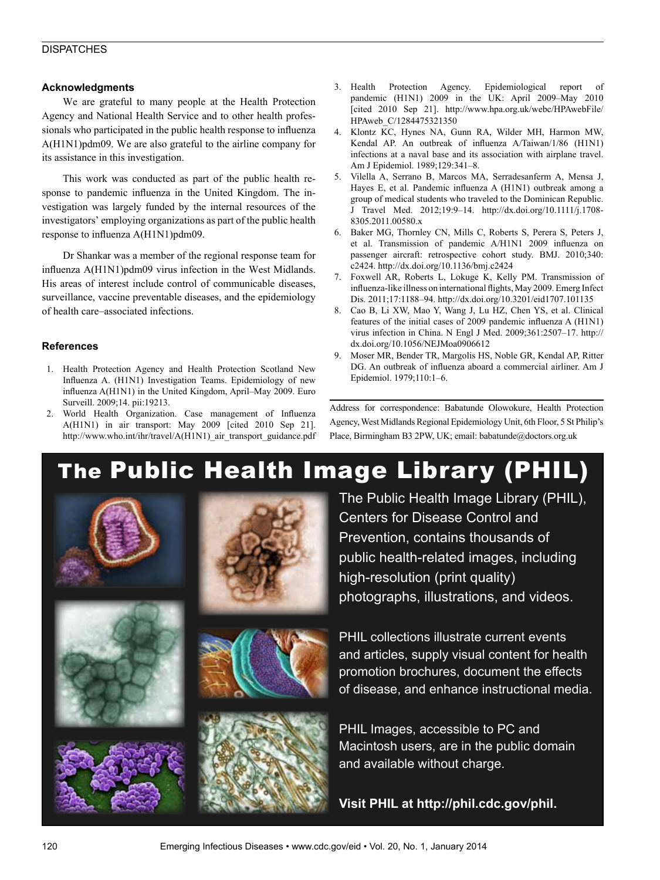### Acknowledgments

We are grateful to many people at the Health Protection Agency and National Health Service and to other health professionals who participated in the public health response to influenza A(H1N1)pdm09. We are also grateful to the airline company for its assistance in this investigation.

This work was conducted as part of the public health response to pandemic influenza in the United Kingdom. The investigation was largely funded by the internal resources of the investigators' employing organizations as part of the public health response to influenza A(H1N1)pdm09.

Dr Shankar was a member of the regional response team for influenza A(H1N1)pdm09 virus infection in the West Midlands. His areas of interest include control of communicable diseases, surveillance, vaccine preventable diseases, and the epidemiology of health care–associated infections.

### References

1. Health Protection Agency and Health Protection Scotland New Influenza A. (H1N1) Investigation Teams. Epidemiology of new influenza A(H1N1) in the United Kingdom, April–May 2009. Euro Surveill. 2009;14. pii:19213.
2. World Health Organization. Case management of Influenza A(H1N1) in air transport: May 2009 [cited 2010 Sep 21]. http://www.who.int/ihr/travel/A(H1N1)_air_transport_guidance.pdf
3. Health Protection Agency. Epidemiological report of pandemic (H1N1) 2009 in the UK: April 2009–May 2010 [cited 2010 Sep 21]. http://www.hpa.org.uk/webc/HPAwebFile/HPAweb_C/1284475321350
4. Klontz KC, Hynes NA, Gunn RA, Wilder MH, Harmon MW, Kendal AP. An outbreak of influenza A/Taiwan/1/86 (H1N1) infections at a naval base and its association with airplane travel. Am J Epidemiol. 1989;129:341–8.
5. Vilella A, Serrano B, Marcos MA, Serradesanferm A, Mensa J, Hayes E, et al. Pandemic influenza A (H1N1) outbreak among a group of medical students who traveled to the Dominican Republic. J Travel Med. 2012;19:9–14. http://dx.doi.org/10.1111/j.1708-8305.2011.00580.x
6. Baker MG, Thornley CN, Mills C, Roberts S, Perera S, Peters J, et al. Transmission of pandemic A/H1N1 2009 influenza on passenger aircraft: retrospective cohort study. BMJ. 2010;340:c2424. http://dx.doi.org/10.1136/bmj.c2424
7. Foxwell AR, Roberts L, Lokuge K, Kelly PM. Transmission of influenza-like illness on international flights, May 2009. Emerg Infect Dis. 2011;17:1188–94. http://dx.doi.org/10.3201/eid1707.101135
8. Cao B, Li XW, Mao Y, Wang J, Lu HZ, Chen YS, et al. Clinical features of the initial cases of 2009 pandemic influenza A (H1N1) virus infection in China. N Engl J Med. 2009;361:2507–17. http://dx.doi.org/10.1056/NEJMoa0906612
9. Moser MR, Bender TR, Margolis HS, Noble GR, Kendal AP, Ritter DG. An outbreak of influenza aboard a commercial airliner. Am J Epidemiol. 1979;110:1–6.

Address for correspondence: Babatunde Olowokure, Health Protection Agency, West Midlands Regional Epidemiology Unit, 6th Floor, 5 St Philip's Place, Birmingham B3 2PW, UK; email: babatunde@doctors.org.uk

## The Public Health Image Library (PHIL)

The Public Health Image Library (PHIL), Centers for Disease Control and Prevention, contains thousands of public health-related images, including high-resolution (print quality) photographs, illustrations, and videos.

PHIL collections illustrate current events and articles, supply visual content for health promotion brochures, document the effects of disease, and enhance instructional media.

PHIL Images, accessible to PC and Macintosh users, are in the public domain and available without charge.

**Visit PHIL at http://phil.cdc.gov/phil.**